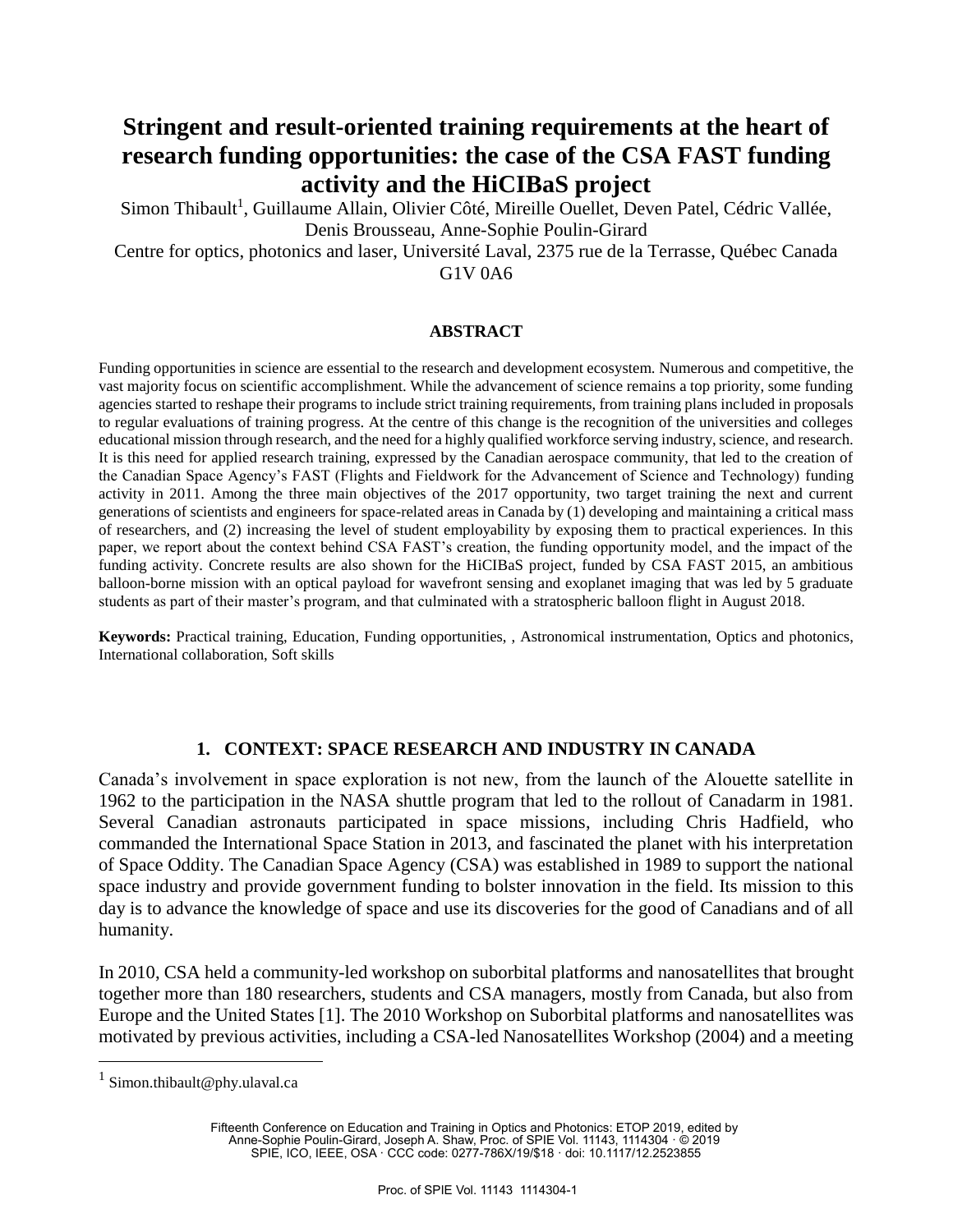# Stringent and result-oriented training requirements at the heart of research funding opportunities: the case of the CSA FAST funding activity and the HiCIBaS project

Simon Thibault[1], Guillaume Allain, Olivier Côté, Mireille Ouellet, Deven Patel, Cédric Vallée, Denis Brousseau, Anne-Sophie Poulin-Girard

Centre for optics, photonics and laser, Université Laval, 2375 rue de la Terrasse, Québec Canada G1V 0A6

## ABSTRACT

Funding opportunities in science are essential to the research and development ecosystem. Numerous and competitive, the vast majority focus on scientific accomplishment. While the advancement of science remains a top priority, some funding agencies started to reshape their programs to include strict training requirements, from training plans included in proposals to regular evaluations of training progress. At the centre of this change is the recognition of the universities and colleges educational mission through research, and the need for a highly qualified workforce serving industry, science, and research. It is this need for applied research training, expressed by the Canadian aerospace community, that led to the creation of the Canadian Space Agency's FAST (Flights and Fieldwork for the Advancement of Science and Technology) funding activity in 2011. Among the three main objectives of the 2017 opportunity, two target training the next and current generations of scientists and engineers for space-related areas in Canada by (1) developing and maintaining a critical mass of researchers, and (2) increasing the level of student employability by exposing them to practical experiences. In this paper, we report about the context behind CSA FAST's creation, the funding opportunity model, and the impact of the funding activity. Concrete results are also shown for the HiCIBaS project, funded by CSA FAST 2015, an ambitious balloon-borne mission with an optical payload for wavefront sensing and exoplanet imaging that was led by 5 graduate students as part of their master's program, and that culminated with a stratospheric balloon flight in August 2018.

**Keywords:** Practical training, Education, Funding opportunities, , Astronomical instrumentation, Optics and photonics, International collaboration, Soft skills

## 1. CONTEXT: SPACE RESEARCH AND INDUSTRY IN CANADA

Canada's involvement in space exploration is not new, from the launch of the Alouette satellite in 1962 to the participation in the NASA shuttle program that led to the rollout of Canadarm in 1981. Several Canadian astronauts participated in space missions, including Chris Hadfield, who commanded the International Space Station in 2013, and fascinated the planet with his interpretation of Space Oddity. The Canadian Space Agency (CSA) was established in 1989 to support the national space industry and provide government funding to bolster innovation in the field. Its mission to this day is to advance the knowledge of space and use its discoveries for the good of Canadians and of all humanity.

In 2010, CSA held a community-led workshop on suborbital platforms and nanosatellites that brought together more than 180 researchers, students and CSA managers, mostly from Canada, but also from Europe and the United States [1]. The 2010 Workshop on Suborbital platforms and nanosatellites was motivated by previous activities, including a CSA-led Nanosatellites Workshop (2004) and a meeting

[1] Simon.thibault@phy.ulaval.ca

Fifteenth Conference on Education and Training in Optics and Photonics: ETOP 2019, edited by Anne-Sophie Poulin-Girard, Joseph A. Shaw, Proc. of SPIE Vol. 11143, 1114304 · © 2019 SPIE, ICO, IEEE, OSA · CCC code: 0277-786X/19/$18 · doi: 10.1117/12.2523855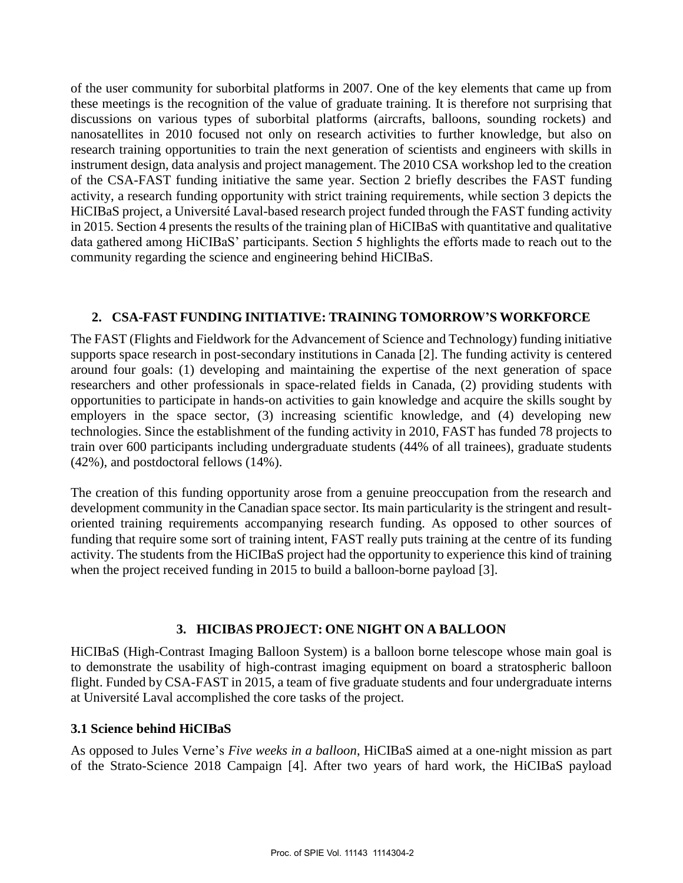of the user community for suborbital platforms in 2007. One of the key elements that came up from these meetings is the recognition of the value of graduate training. It is therefore not surprising that discussions on various types of suborbital platforms (aircrafts, balloons, sounding rockets) and nanosatellites in 2010 focused not only on research activities to further knowledge, but also on research training opportunities to train the next generation of scientists and engineers with skills in instrument design, data analysis and project management. The 2010 CSA workshop led to the creation of the CSA-FAST funding initiative the same year. Section 2 briefly describes the FAST funding activity, a research funding opportunity with strict training requirements, while section 3 depicts the HiCIBaS project, a Université Laval-based research project funded through the FAST funding activity in 2015. Section 4 presents the results of the training plan of HiCIBaS with quantitative and qualitative data gathered among HiCIBaS' participants. Section 5 highlights the efforts made to reach out to the community regarding the science and engineering behind HiCIBaS.

## 2. CSA-FAST FUNDING INITIATIVE: TRAINING TOMORROW'S WORKFORCE

The FAST (Flights and Fieldwork for the Advancement of Science and Technology) funding initiative supports space research in post-secondary institutions in Canada [2]. The funding activity is centered around four goals: (1) developing and maintaining the expertise of the next generation of space researchers and other professionals in space-related fields in Canada, (2) providing students with opportunities to participate in hands-on activities to gain knowledge and acquire the skills sought by employers in the space sector, (3) increasing scientific knowledge, and (4) developing new technologies. Since the establishment of the funding activity in 2010, FAST has funded 78 projects to train over 600 participants including undergraduate students (44% of all trainees), graduate students (42%), and postdoctoral fellows (14%).

The creation of this funding opportunity arose from a genuine preoccupation from the research and development community in the Canadian space sector. Its main particularity is the stringent and result-oriented training requirements accompanying research funding. As opposed to other sources of funding that require some sort of training intent, FAST really puts training at the centre of its funding activity. The students from the HiCIBaS project had the opportunity to experience this kind of training when the project received funding in 2015 to build a balloon-borne payload [3].

## 3. HICIBAS PROJECT: ONE NIGHT ON A BALLOON

HiCIBaS (High-Contrast Imaging Balloon System) is a balloon borne telescope whose main goal is to demonstrate the usability of high-contrast imaging equipment on board a stratospheric balloon flight. Funded by CSA-FAST in 2015, a team of five graduate students and four undergraduate interns at Université Laval accomplished the core tasks of the project.

### 3.1 Science behind HiCIBaS

As opposed to Jules Verne's *Five weeks in a balloon*, HiCIBaS aimed at a one-night mission as part of the Strato-Science 2018 Campaign [4]. After two years of hard work, the HiCIBaS payload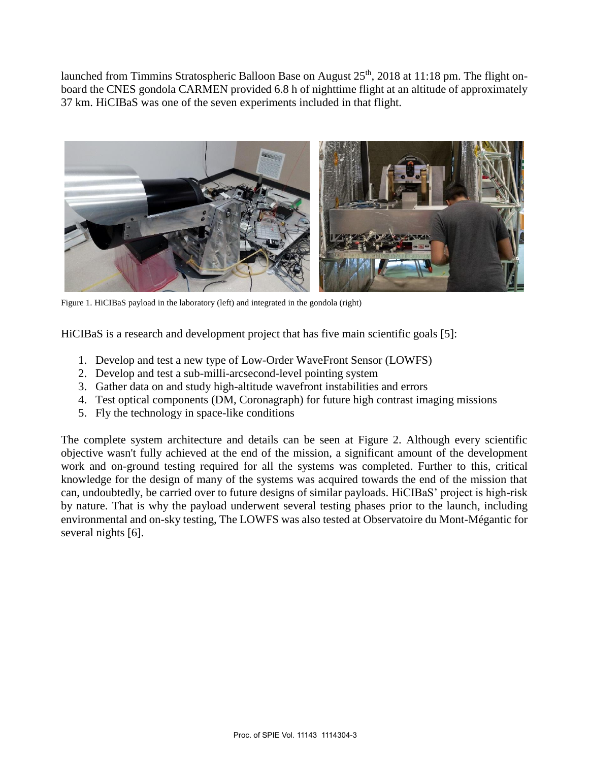launched from Timmins Stratospheric Balloon Base on August 25th, 2018 at 11:18 pm. The flight on-board the CNES gondola CARMEN provided 6.8 h of nighttime flight at an altitude of approximately 37 km. HiCIBaS was one of the seven experiments included in that flight.

Figure 1. HiCIBaS payload in the laboratory (left) and integrated in the gondola (right)

HiCIBaS is a research and development project that has five main scientific goals [5]:

1. Develop and test a new type of Low-Order WaveFront Sensor (LOWFS)
2. Develop and test a sub-milli-arcsecond-level pointing system
3. Gather data on and study high-altitude wavefront instabilities and errors
4. Test optical components (DM, Coronagraph) for future high contrast imaging missions
5. Fly the technology in space-like conditions

The complete system architecture and details can be seen at Figure 2. Although every scientific objective wasn't fully achieved at the end of the mission, a significant amount of the development work and on-ground testing required for all the systems was completed. Further to this, critical knowledge for the design of many of the systems was acquired towards the end of the mission that can, undoubtedly, be carried over to future designs of similar payloads. HiCIBaS' project is high-risk by nature. That is why the payload underwent several testing phases prior to the launch, including environmental and on-sky testing, The LOWFS was also tested at Observatoire du Mont-Mégantic for several nights [6].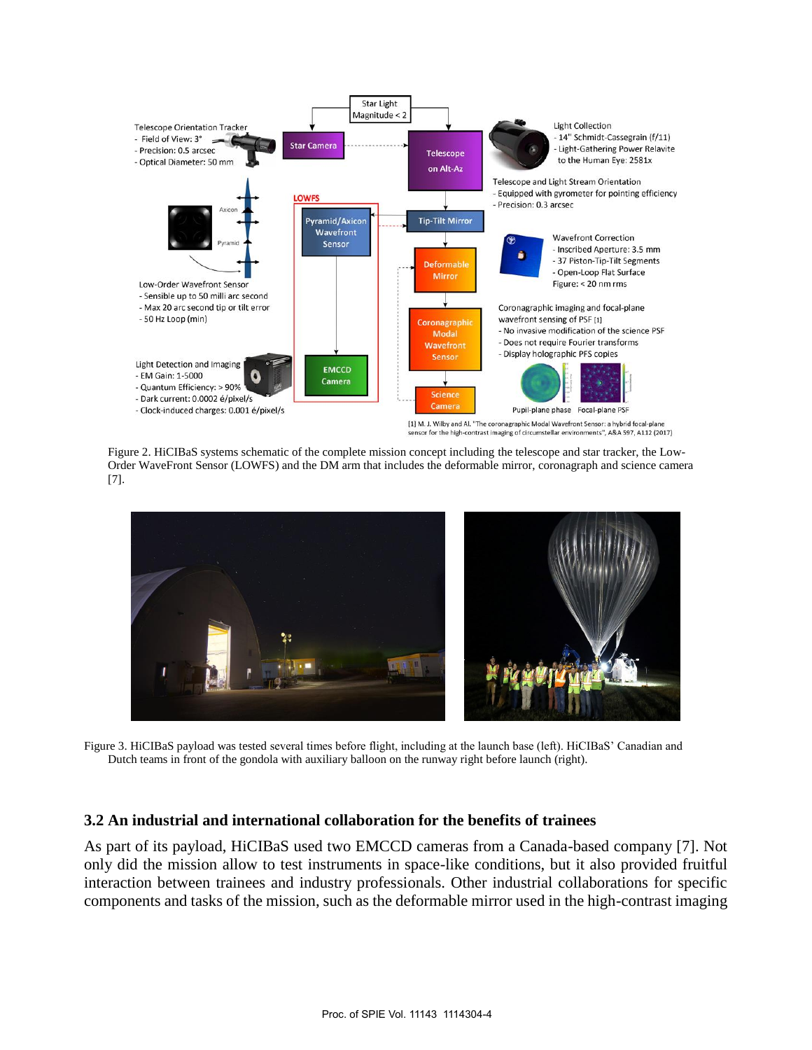Figure 2. HiCIBaS systems schematic of the complete mission concept including the telescope and star tracker, the Low-Order WaveFront Sensor (LOWFS) and the DM arm that includes the deformable mirror, coronagraph and science camera [7].

Figure 3. HiCIBaS payload was tested several times before flight, including at the launch base (left). HiCIBaS' Canadian and Dutch teams in front of the gondola with auxiliary balloon on the runway right before launch (right).

### 3.2 An industrial and international collaboration for the benefits of trainees

As part of its payload, HiCIBaS used two EMCCD cameras from a Canada-based company [7]. Not only did the mission allow to test instruments in space-like conditions, but it also provided fruitful interaction between trainees and industry professionals. Other industrial collaborations for specific components and tasks of the mission, such as the deformable mirror used in the high-contrast imaging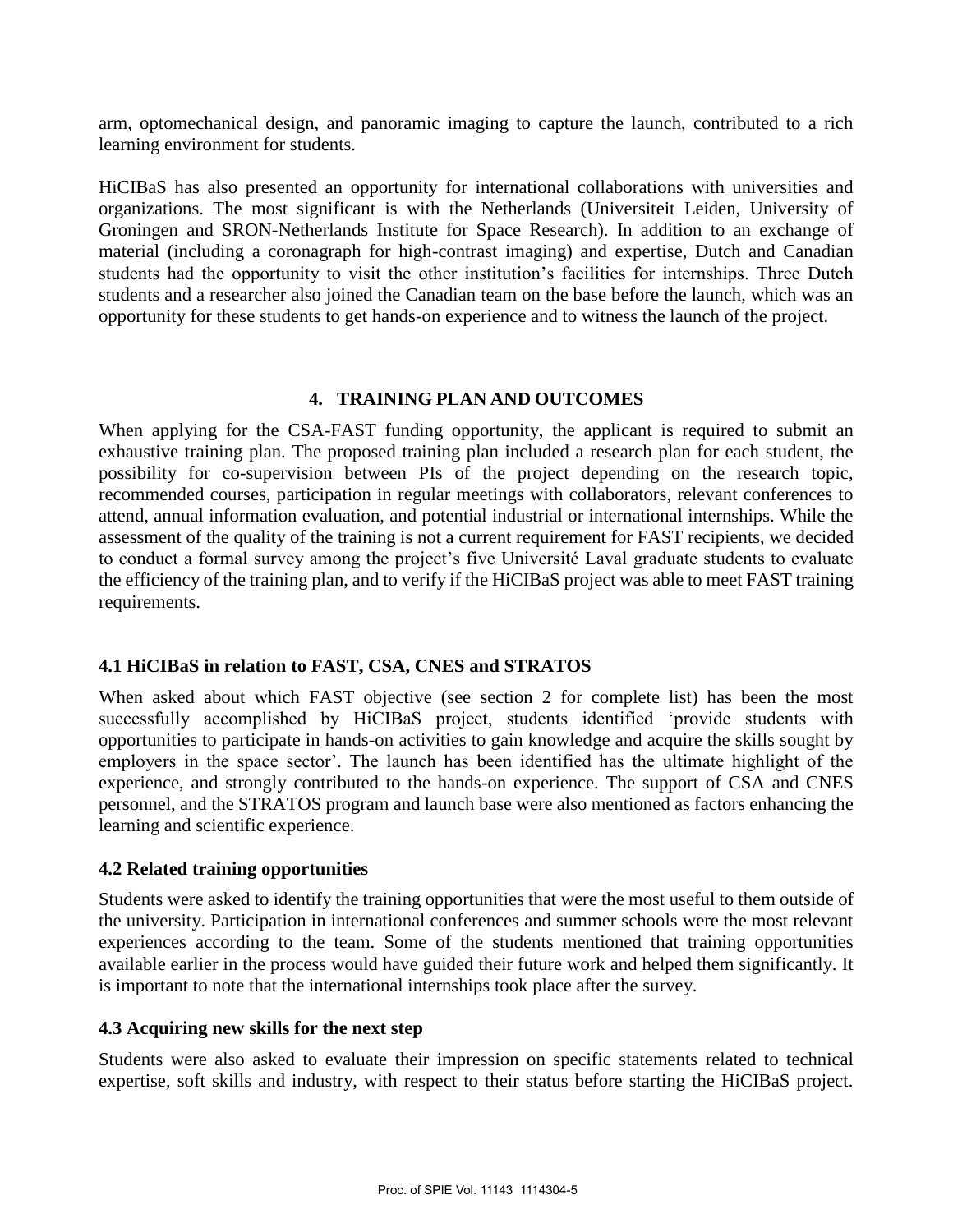arm, optomechanical design, and panoramic imaging to capture the launch, contributed to a rich learning environment for students.

HiCIBaS has also presented an opportunity for international collaborations with universities and organizations. The most significant is with the Netherlands (Universiteit Leiden, University of Groningen and SRON-Netherlands Institute for Space Research). In addition to an exchange of material (including a coronagraph for high-contrast imaging) and expertise, Dutch and Canadian students had the opportunity to visit the other institution's facilities for internships. Three Dutch students and a researcher also joined the Canadian team on the base before the launch, which was an opportunity for these students to get hands-on experience and to witness the launch of the project.

## 4. TRAINING PLAN AND OUTCOMES

When applying for the CSA-FAST funding opportunity, the applicant is required to submit an exhaustive training plan. The proposed training plan included a research plan for each student, the possibility for co-supervision between PIs of the project depending on the research topic, recommended courses, participation in regular meetings with collaborators, relevant conferences to attend, annual information evaluation, and potential industrial or international internships. While the assessment of the quality of the training is not a current requirement for FAST recipients, we decided to conduct a formal survey among the project's five Université Laval graduate students to evaluate the efficiency of the training plan, and to verify if the HiCIBaS project was able to meet FAST training requirements.

### 4.1 HiCIBaS in relation to FAST, CSA, CNES and STRATOS

When asked about which FAST objective (see section 2 for complete list) has been the most successfully accomplished by HiCIBaS project, students identified 'provide students with opportunities to participate in hands-on activities to gain knowledge and acquire the skills sought by employers in the space sector'. The launch has been identified has the ultimate highlight of the experience, and strongly contributed to the hands-on experience. The support of CSA and CNES personnel, and the STRATOS program and launch base were also mentioned as factors enhancing the learning and scientific experience.

### 4.2 Related training opportunities

Students were asked to identify the training opportunities that were the most useful to them outside of the university. Participation in international conferences and summer schools were the most relevant experiences according to the team. Some of the students mentioned that training opportunities available earlier in the process would have guided their future work and helped them significantly. It is important to note that the international internships took place after the survey.

### 4.3 Acquiring new skills for the next step

Students were also asked to evaluate their impression on specific statements related to technical expertise, soft skills and industry, with respect to their status before starting the HiCIBaS project.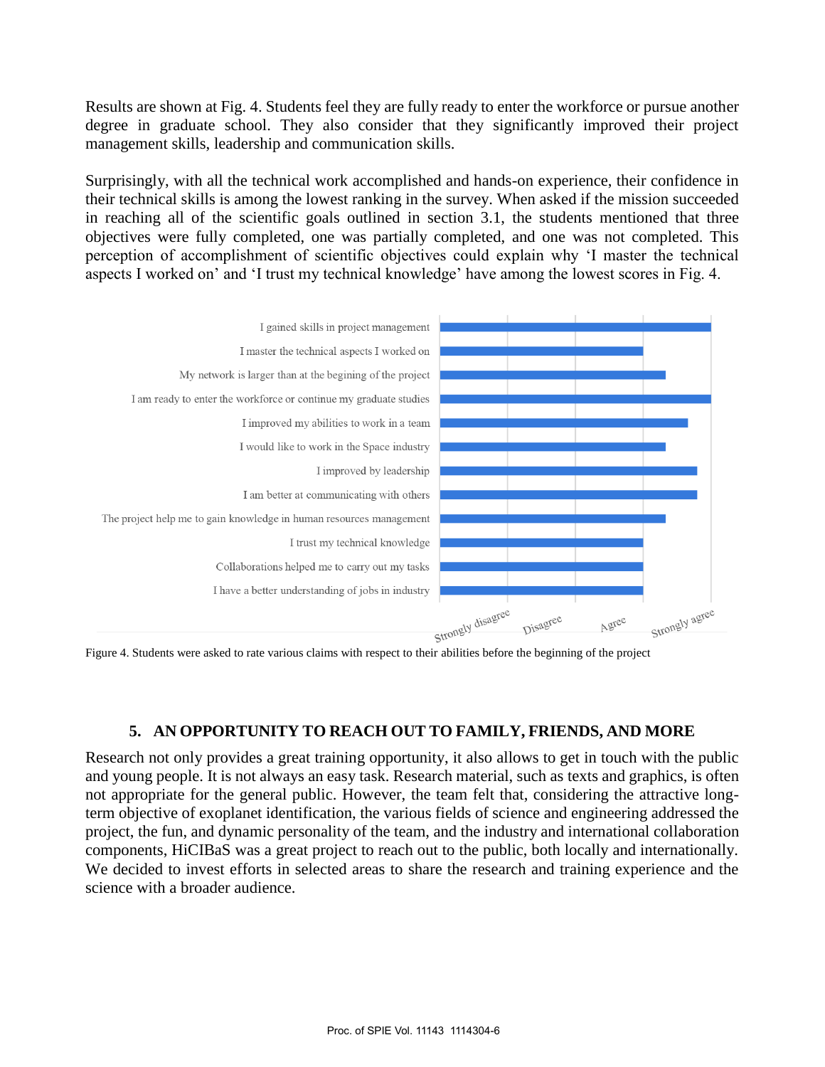Results are shown at Fig. 4. Students feel they are fully ready to enter the workforce or pursue another degree in graduate school. They also consider that they significantly improved their project management skills, leadership and communication skills.

Surprisingly, with all the technical work accomplished and hands-on experience, their confidence in their technical skills is among the lowest ranking in the survey. When asked if the mission succeeded in reaching all of the scientific goals outlined in section 3.1, the students mentioned that three objectives were fully completed, one was partially completed, and one was not completed. This perception of accomplishment of scientific objectives could explain why 'I master the technical aspects I worked on' and 'I trust my technical knowledge' have among the lowest scores in Fig. 4.

Figure 4. Students were asked to rate various claims with respect to their abilities before the beginning of the project

## 5. AN OPPORTUNITY TO REACH OUT TO FAMILY, FRIENDS, AND MORE

Research not only provides a great training opportunity, it also allows to get in touch with the public and young people. It is not always an easy task. Research material, such as texts and graphics, is often not appropriate for the general public. However, the team felt that, considering the attractive long-term objective of exoplanet identification, the various fields of science and engineering addressed the project, the fun, and dynamic personality of the team, and the industry and international collaboration components, HiCIBaS was a great project to reach out to the public, both locally and internationally. We decided to invest efforts in selected areas to share the research and training experience and the science with a broader audience.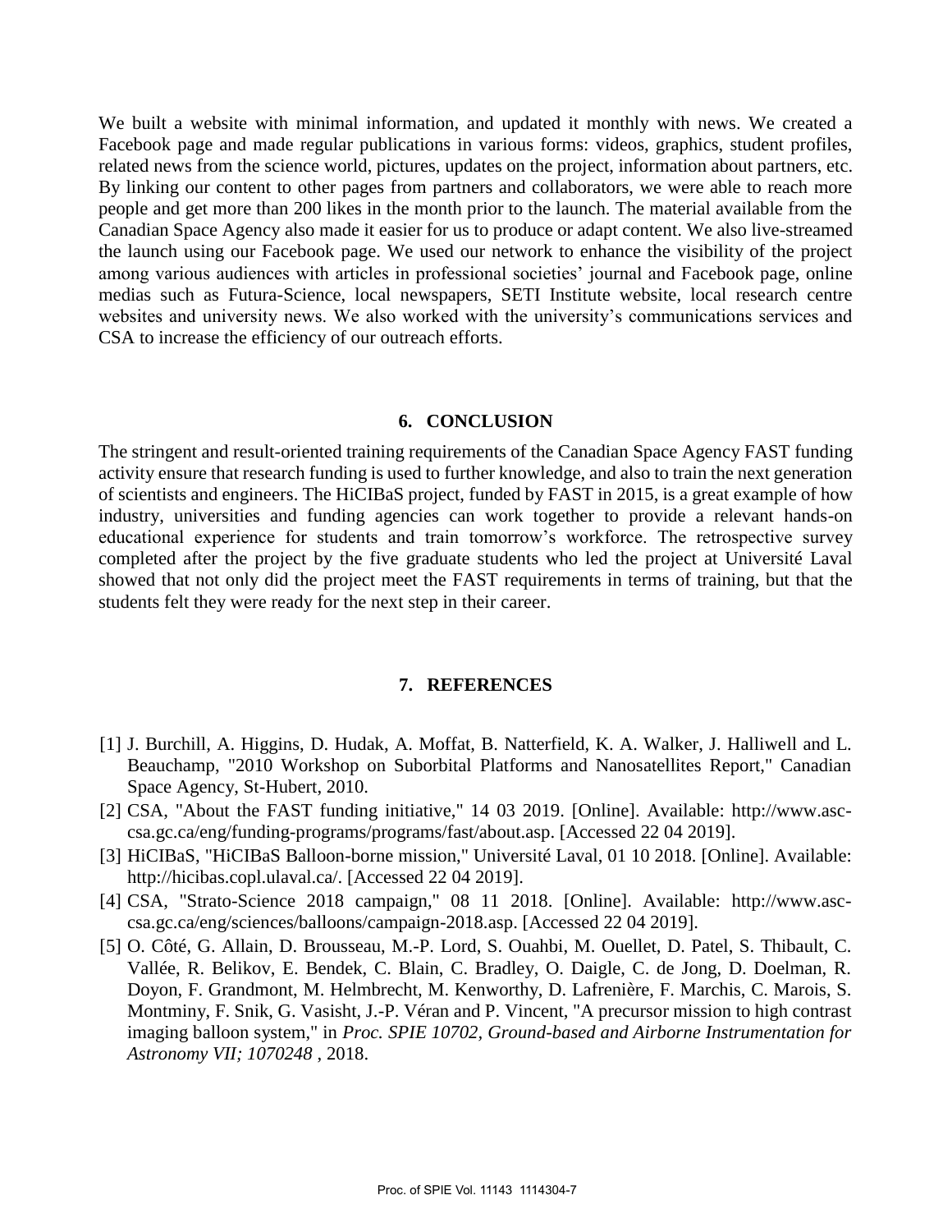We built a website with minimal information, and updated it monthly with news. We created a Facebook page and made regular publications in various forms: videos, graphics, student profiles, related news from the science world, pictures, updates on the project, information about partners, etc. By linking our content to other pages from partners and collaborators, we were able to reach more people and get more than 200 likes in the month prior to the launch. The material available from the Canadian Space Agency also made it easier for us to produce or adapt content. We also live-streamed the launch using our Facebook page. We used our network to enhance the visibility of the project among various audiences with articles in professional societies' journal and Facebook page, online medias such as Futura-Science, local newspapers, SETI Institute website, local research centre websites and university news. We also worked with the university's communications services and CSA to increase the efficiency of our outreach efforts.

## 6. CONCLUSION

The stringent and result-oriented training requirements of the Canadian Space Agency FAST funding activity ensure that research funding is used to further knowledge, and also to train the next generation of scientists and engineers. The HiCIBaS project, funded by FAST in 2015, is a great example of how industry, universities and funding agencies can work together to provide a relevant hands-on educational experience for students and train tomorrow's workforce. The retrospective survey completed after the project by the five graduate students who led the project at Université Laval showed that not only did the project meet the FAST requirements in terms of training, but that the students felt they were ready for the next step in their career.

## 7. REFERENCES

[1] J. Burchill, A. Higgins, D. Hudak, A. Moffat, B. Natterfield, K. A. Walker, J. Halliwell and L. Beauchamp, "2010 Workshop on Suborbital Platforms and Nanosatellites Report," Canadian Space Agency, St-Hubert, 2010.

[2] CSA, "About the FAST funding initiative," 14 03 2019. [Online]. Available: http://www.asc-csa.gc.ca/eng/funding-programs/programs/fast/about.asp. [Accessed 22 04 2019].

[3] HiCIBaS, "HiCIBaS Balloon-borne mission," Université Laval, 01 10 2018. [Online]. Available: http://hicibas.copl.ulaval.ca/. [Accessed 22 04 2019].

[4] CSA, "Strato-Science 2018 campaign," 08 11 2018. [Online]. Available: http://www.asc-csa.gc.ca/eng/sciences/balloons/campaign-2018.asp. [Accessed 22 04 2019].

[5] O. Côté, G. Allain, D. Brousseau, M.-P. Lord, S. Ouahbi, M. Ouellet, D. Patel, S. Thibault, C. Vallée, R. Belikov, E. Bendek, C. Blain, C. Bradley, O. Daigle, C. de Jong, D. Doelman, R. Doyon, F. Grandmont, M. Helmbrecht, M. Kenworthy, D. Lafrenière, F. Marchis, C. Marois, S. Montminy, F. Snik, G. Vasisht, J.-P. Véran and P. Vincent, "A precursor mission to high contrast imaging balloon system," in *Proc. SPIE 10702, Ground-based and Airborne Instrumentation for Astronomy VII; 1070248* , 2018.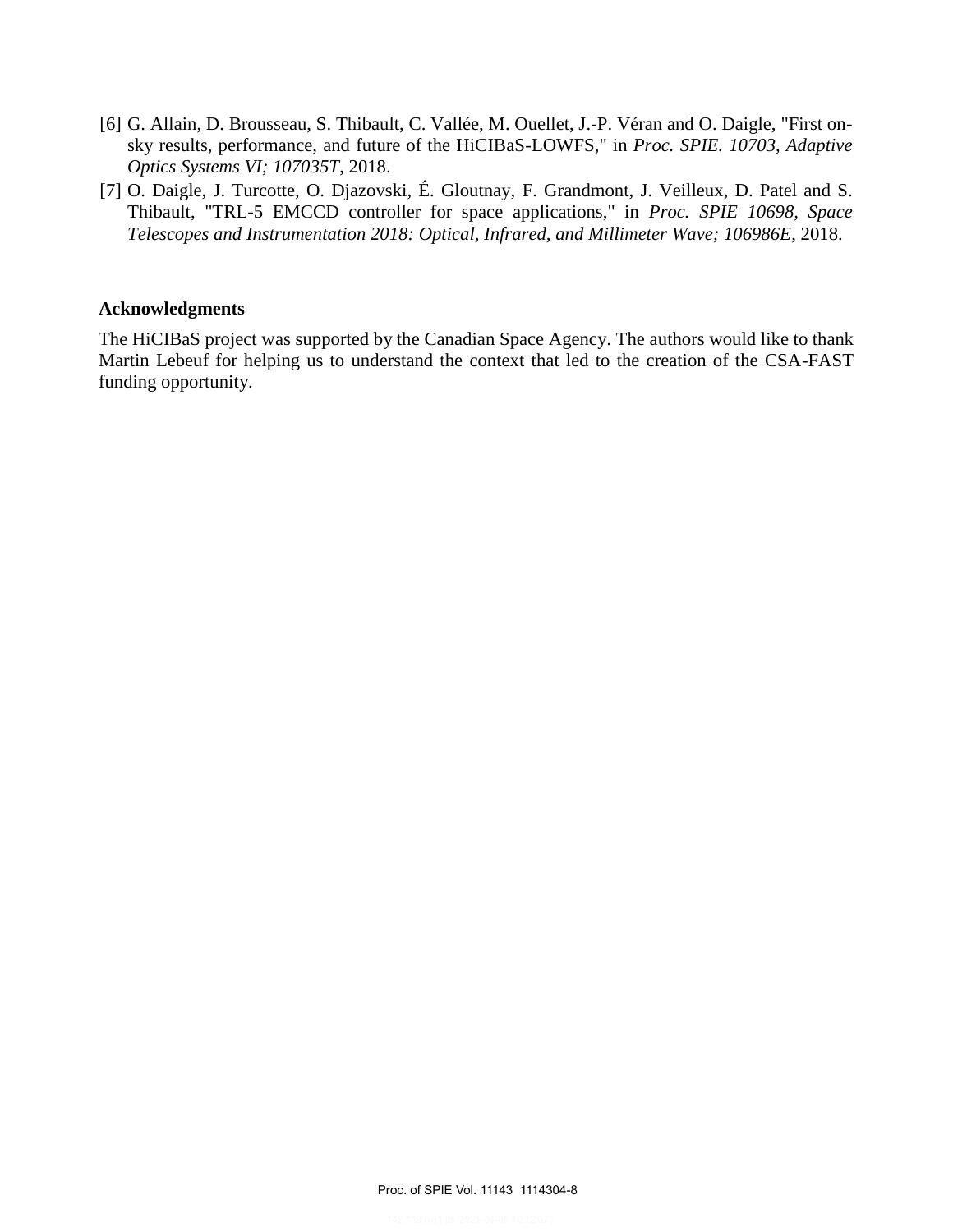[6] G. Allain, D. Brousseau, S. Thibault, C. Vallée, M. Ouellet, J.-P. Véran and O. Daigle, "First on-sky results, performance, and future of the HiCIBaS-LOWFS," in *Proc. SPIE. 10703, Adaptive Optics Systems VI; 107035T*, 2018.

[7] O. Daigle, J. Turcotte, O. Djazovski, É. Gloutnay, F. Grandmont, J. Veilleux, D. Patel and S. Thibault, "TRL-5 EMCCD controller for space applications," in *Proc. SPIE 10698, Space Telescopes and Instrumentation 2018: Optical, Infrared, and Millimeter Wave; 106986E*, 2018.

### Acknowledgments

The HiCIBaS project was supported by the Canadian Space Agency. The authors would like to thank Martin Lebeuf for helping us to understand the context that led to the creation of the CSA-FAST funding opportunity.